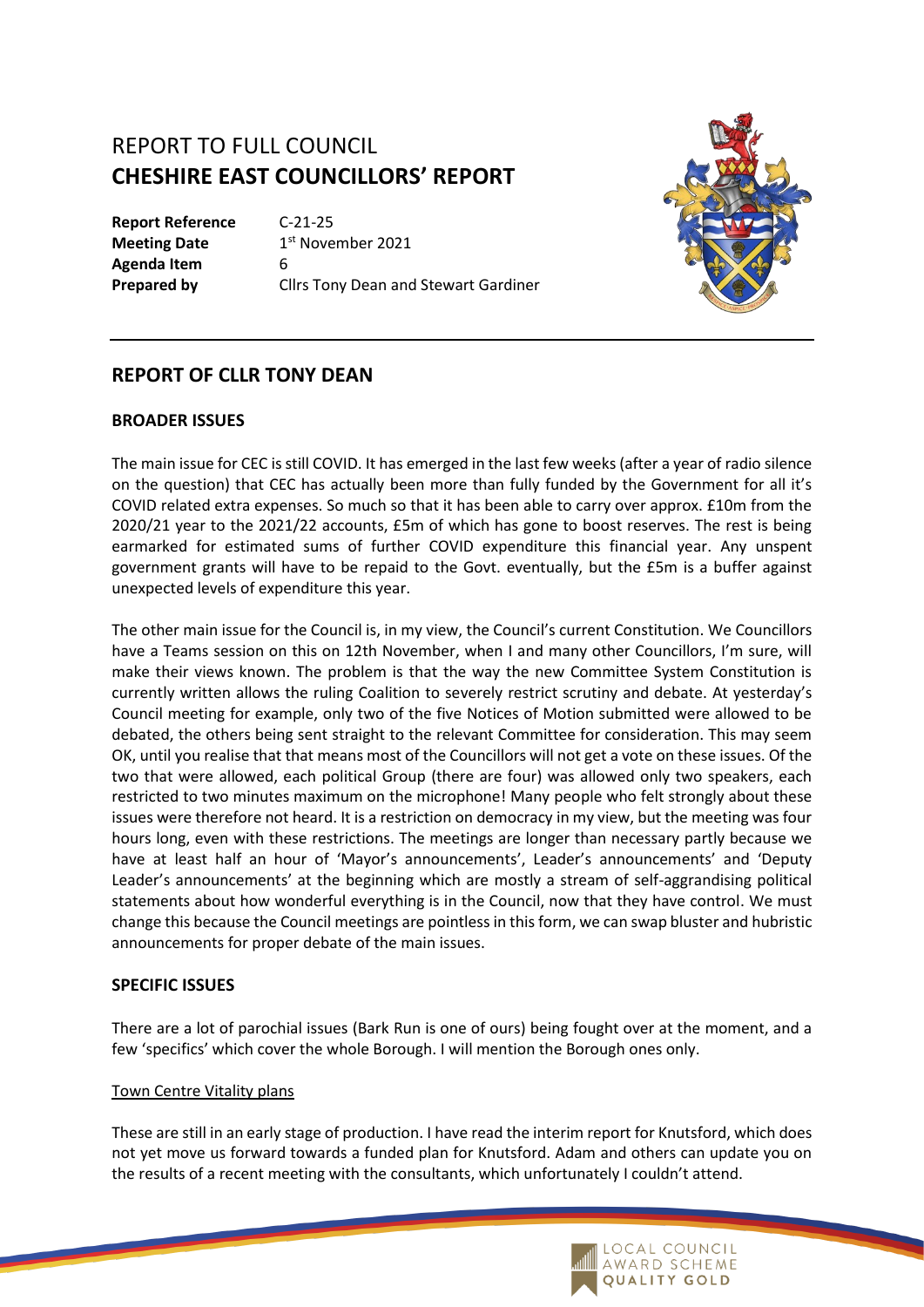# REPORT TO FULL COUNCIL
# **CHESHIRE EAST COUNCILLORS' REPORT**

| | |
|---|---|
| **Report Reference** | C-21-25 |
| **Meeting Date** | 1st November 2021 |
| **Agenda Item** | 6 |
| **Prepared by** | Cllrs Tony Dean and Stewart Gardiner |

## REPORT OF CLLR TONY DEAN

### BROADER ISSUES

The main issue for CEC is still COVID. It has emerged in the last few weeks (after a year of radio silence on the question) that CEC has actually been more than fully funded by the Government for all it's COVID related extra expenses. So much so that it has been able to carry over approx. £10m from the 2020/21 year to the 2021/22 accounts, £5m of which has gone to boost reserves. The rest is being earmarked for estimated sums of further COVID expenditure this financial year. Any unspent government grants will have to be repaid to the Govt. eventually, but the £5m is a buffer against unexpected levels of expenditure this year.

The other main issue for the Council is, in my view, the Council's current Constitution. We Councillors have a Teams session on this on 12th November, when I and many other Councillors, I'm sure, will make their views known. The problem is that the way the new Committee System Constitution is currently written allows the ruling Coalition to severely restrict scrutiny and debate. At yesterday's Council meeting for example, only two of the five Notices of Motion submitted were allowed to be debated, the others being sent straight to the relevant Committee for consideration. This may seem OK, until you realise that that means most of the Councillors will not get a vote on these issues. Of the two that were allowed, each political Group (there are four) was allowed only two speakers, each restricted to two minutes maximum on the microphone! Many people who felt strongly about these issues were therefore not heard. It is a restriction on democracy in my view, but the meeting was four hours long, even with these restrictions. The meetings are longer than necessary partly because we have at least half an hour of 'Mayor's announcements', Leader's announcements' and 'Deputy Leader's announcements' at the beginning which are mostly a stream of self-aggrandising political statements about how wonderful everything is in the Council, now that they have control. We must change this because the Council meetings are pointless in this form, we can swap bluster and hubristic announcements for proper debate of the main issues.

### SPECIFIC ISSUES

There are a lot of parochial issues (Bark Run is one of ours) being fought over at the moment, and a few 'specifics' which cover the whole Borough. I will mention the Borough ones only.

<u>Town Centre Vitality plans</u>

These are still in an early stage of production. I have read the interim report for Knutsford, which does not yet move us forward towards a funded plan for Knutsford. Adam and others can update you on the results of a recent meeting with the consultants, which unfortunately I couldn't attend.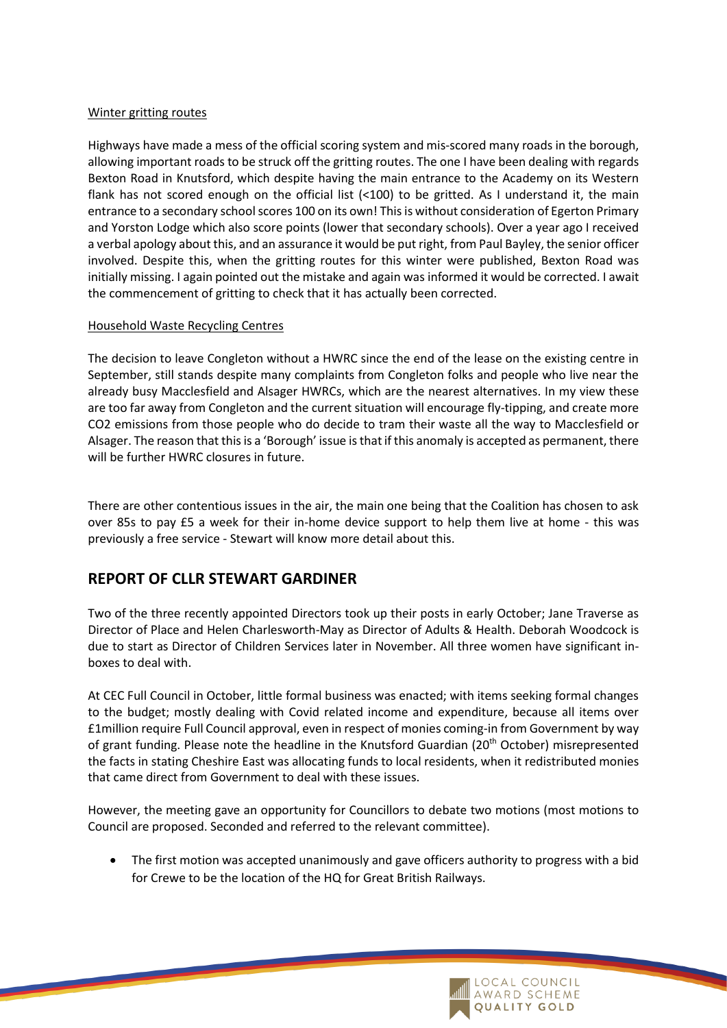Winter gritting routes

Highways have made a mess of the official scoring system and mis-scored many roads in the borough, allowing important roads to be struck off the gritting routes. The one I have been dealing with regards Bexton Road in Knutsford, which despite having the main entrance to the Academy on its Western flank has not scored enough on the official list (<100) to be gritted. As I understand it, the main entrance to a secondary school scores 100 on its own! This is without consideration of Egerton Primary and Yorston Lodge which also score points (lower that secondary schools). Over a year ago I received a verbal apology about this, and an assurance it would be put right, from Paul Bayley, the senior officer involved. Despite this, when the gritting routes for this winter were published, Bexton Road was initially missing. I again pointed out the mistake and again was informed it would be corrected. I await the commencement of gritting to check that it has actually been corrected.

Household Waste Recycling Centres

The decision to leave Congleton without a HWRC since the end of the lease on the existing centre in September, still stands despite many complaints from Congleton folks and people who live near the already busy Macclesfield and Alsager HWRCs, which are the nearest alternatives. In my view these are too far away from Congleton and the current situation will encourage fly-tipping, and create more $CO_2$ emissions from those people who do decide to tram their waste all the way to Macclesfield or Alsager. The reason that this is a 'Borough' issue is that if this anomaly is accepted as permanent, there will be further HWRC closures in future.

There are other contentious issues in the air, the main one being that the Coalition has chosen to ask over 85s to pay £5 a week for their in-home device support to help them live at home - this was previously a free service - Stewart will know more detail about this.

## REPORT OF CLLR STEWART GARDINER

Two of the three recently appointed Directors took up their posts in early October; Jane Traverse as Director of Place and Helen Charlesworth-May as Director of Adults & Health. Deborah Woodcock is due to start as Director of Children Services later in November. All three women have significant in-boxes to deal with.

At CEC Full Council in October, little formal business was enacted; with items seeking formal changes to the budget; mostly dealing with Covid related income and expenditure, because all items over £1million require Full Council approval, even in respect of monies coming-in from Government by way of grant funding. Please note the headline in the Knutsford Guardian (20th October) misrepresented the facts in stating Cheshire East was allocating funds to local residents, when it redistributed monies that came direct from Government to deal with these issues.

However, the meeting gave an opportunity for Councillors to debate two motions (most motions to Council are proposed. Seconded and referred to the relevant committee).

- The first motion was accepted unanimously and gave officers authority to progress with a bid for Crewe to be the location of the HQ for Great British Railways.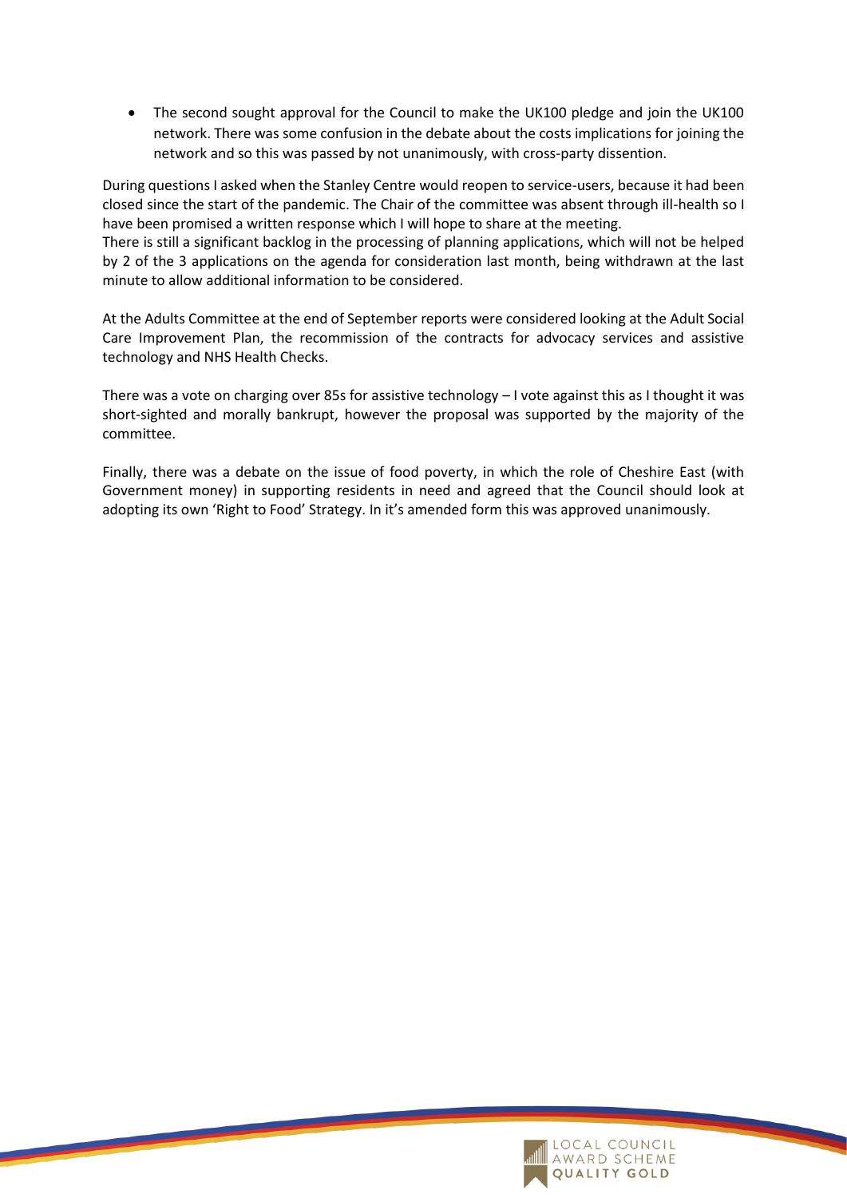- The second sought approval for the Council to make the UK100 pledge and join the UK100 network. There was some confusion in the debate about the costs implications for joining the network and so this was passed by not unanimously, with cross-party dissention.

During questions I asked when the Stanley Centre would reopen to service-users, because it had been closed since the start of the pandemic. The Chair of the committee was absent through ill-health so I have been promised a written response which I will hope to share at the meeting.
There is still a significant backlog in the processing of planning applications, which will not be helped by 2 of the 3 applications on the agenda for consideration last month, being withdrawn at the last minute to allow additional information to be considered.

At the Adults Committee at the end of September reports were considered looking at the Adult Social Care Improvement Plan, the recommission of the contracts for advocacy services and assistive technology and NHS Health Checks.

There was a vote on charging over 85s for assistive technology – I vote against this as I thought it was short-sighted and morally bankrupt, however the proposal was supported by the majority of the committee.

Finally, there was a debate on the issue of food poverty, in which the role of Cheshire East (with Government money) in supporting residents in need and agreed that the Council should look at adopting its own 'Right to Food' Strategy. In it's amended form this was approved unanimously.